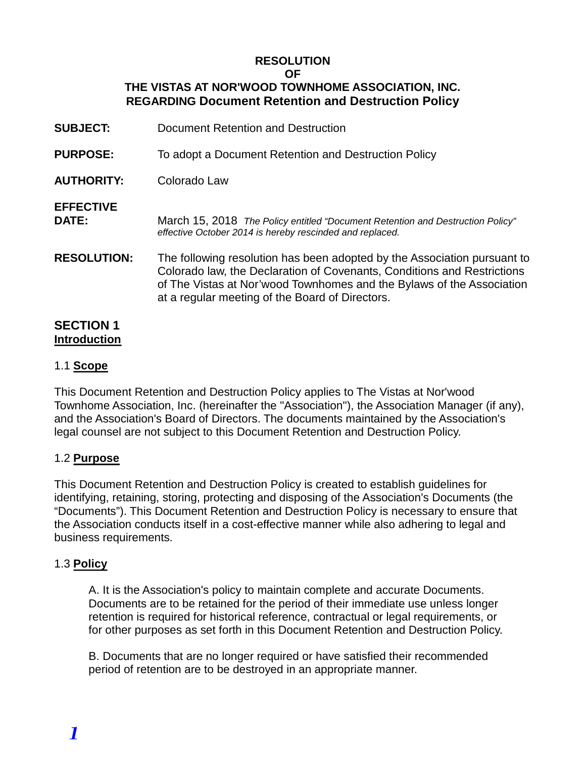# RESOLUTION
# OF
# THE VISTAS AT NOR'WOOD TOWNHOME ASSOCIATION, INC.
# REGARDING Document Retention and Destruction Policy

**SUBJECT:** Document Retention and Destruction

**PURPOSE:** To adopt a Document Retention and Destruction Policy

**AUTHORITY:** Colorado Law

**EFFECTIVE DATE:** March 15, 2018 *The Policy entitled "Document Retention and Destruction Policy" effective October 2014 is hereby rescinded and replaced.*

**RESOLUTION:** The following resolution has been adopted by the Association pursuant to Colorado law, the Declaration of Covenants, Conditions and Restrictions of The Vistas at Nor'wood Townhomes and the Bylaws of the Association at a regular meeting of the Board of Directors.

## SECTION 1
## Introduction

### 1.1 Scope

This Document Retention and Destruction Policy applies to The Vistas at Nor'wood Townhome Association, Inc. (hereinafter the "Association"), the Association Manager (if any), and the Association's Board of Directors. The documents maintained by the Association's legal counsel are not subject to this Document Retention and Destruction Policy.

### 1.2 Purpose

This Document Retention and Destruction Policy is created to establish guidelines for identifying, retaining, storing, protecting and disposing of the Association's Documents (the "Documents"). This Document Retention and Destruction Policy is necessary to ensure that the Association conducts itself in a cost-effective manner while also adhering to legal and business requirements.

### 1.3 Policy

A. It is the Association's policy to maintain complete and accurate Documents. Documents are to be retained for the period of their immediate use unless longer retention is required for historical reference, contractual or legal requirements, or for other purposes as set forth in this Document Retention and Destruction Policy.

B. Documents that are no longer required or have satisfied their recommended period of retention are to be destroyed in an appropriate manner.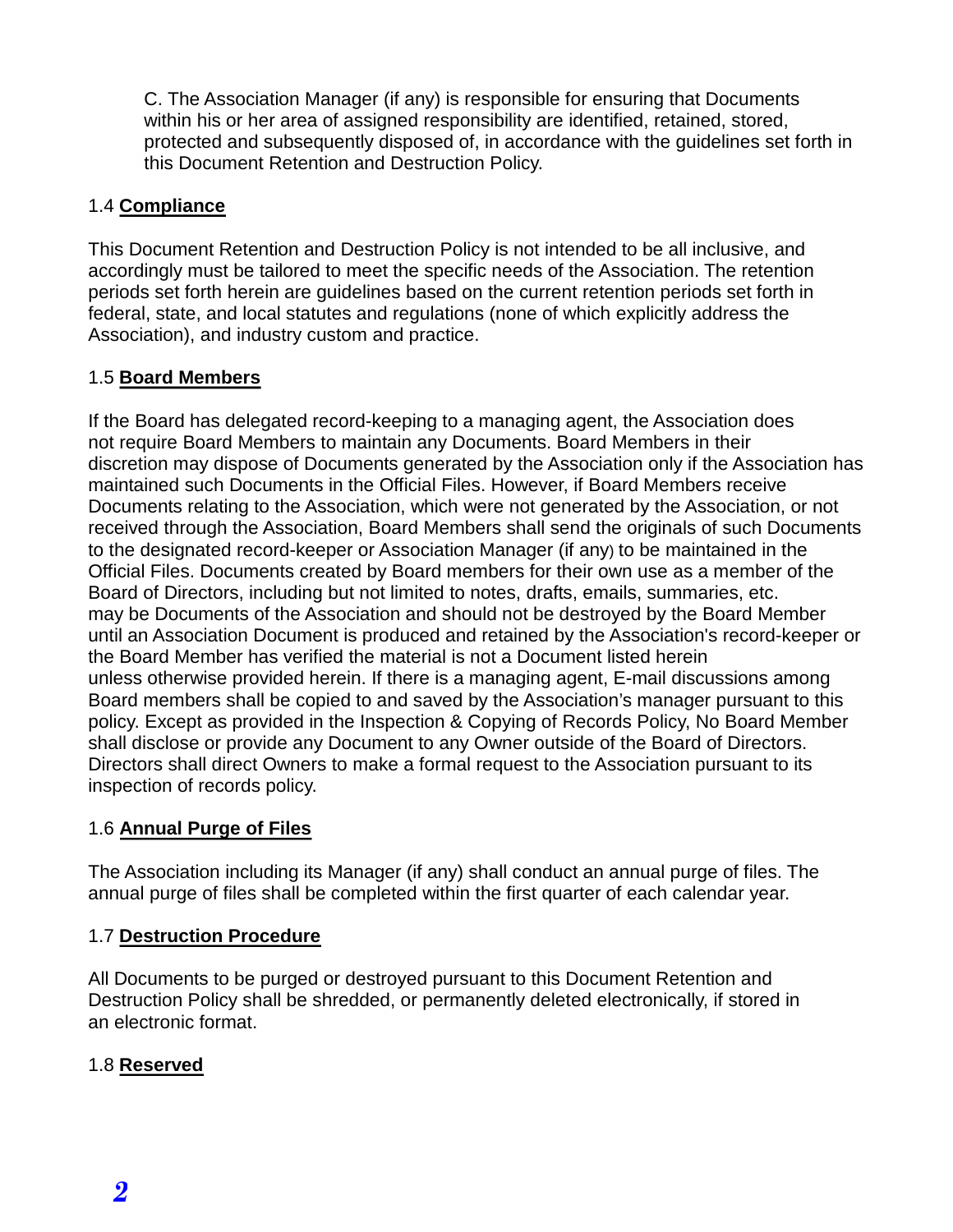C. The Association Manager (if any) is responsible for ensuring that Documents within his or her area of assigned responsibility are identified, retained, stored, protected and subsequently disposed of, in accordance with the guidelines set forth in this Document Retention and Destruction Policy.

1.4 **Compliance**

This Document Retention and Destruction Policy is not intended to be all inclusive, and accordingly must be tailored to meet the specific needs of the Association. The retention periods set forth herein are guidelines based on the current retention periods set forth in federal, state, and local statutes and regulations (none of which explicitly address the Association), and industry custom and practice.

1.5 **Board Members**

If the Board has delegated record-keeping to a managing agent, the Association does not require Board Members to maintain any Documents. Board Members in their discretion may dispose of Documents generated by the Association only if the Association has maintained such Documents in the Official Files. However, if Board Members receive Documents relating to the Association, which were not generated by the Association, or not received through the Association, Board Members shall send the originals of such Documents to the designated record-keeper or Association Manager (if any) to be maintained in the Official Files. Documents created by Board members for their own use as a member of the Board of Directors, including but not limited to notes, drafts, emails, summaries, etc. may be Documents of the Association and should not be destroyed by the Board Member until an Association Document is produced and retained by the Association's record-keeper or the Board Member has verified the material is not a Document listed herein unless otherwise provided herein. If there is a managing agent, E-mail discussions among Board members shall be copied to and saved by the Association's manager pursuant to this policy. Except as provided in the Inspection & Copying of Records Policy, No Board Member shall disclose or provide any Document to any Owner outside of the Board of Directors. Directors shall direct Owners to make a formal request to the Association pursuant to its inspection of records policy.

1.6 **Annual Purge of Files**

The Association including its Manager (if any) shall conduct an annual purge of files. The annual purge of files shall be completed within the first quarter of each calendar year.

1.7 **Destruction Procedure**

All Documents to be purged or destroyed pursuant to this Document Retention and Destruction Policy shall be shredded, or permanently deleted electronically, if stored in an electronic format.

1.8 **Reserved**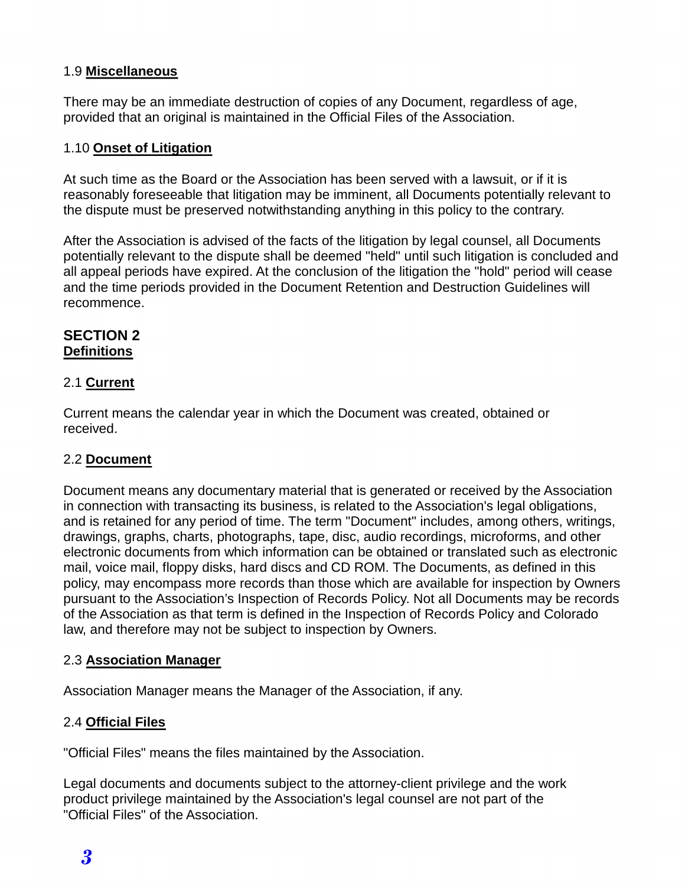1.9 **Miscellaneous**

There may be an immediate destruction of copies of any Document, regardless of age, provided that an original is maintained in the Official Files of the Association.

1.10 **Onset of Litigation**

At such time as the Board or the Association has been served with a lawsuit, or if it is reasonably foreseeable that litigation may be imminent, all Documents potentially relevant to the dispute must be preserved notwithstanding anything in this policy to the contrary.

After the Association is advised of the facts of the litigation by legal counsel, all Documents potentially relevant to the dispute shall be deemed "held" until such litigation is concluded and all appeal periods have expired. At the conclusion of the litigation the "hold" period will cease and the time periods provided in the Document Retention and Destruction Guidelines will recommence.

## SECTION 2
## Definitions

2.1 **Current**

Current means the calendar year in which the Document was created, obtained or received.

2.2 **Document**

Document means any documentary material that is generated or received by the Association in connection with transacting its business, is related to the Association's legal obligations, and is retained for any period of time. The term "Document" includes, among others, writings, drawings, graphs, charts, photographs, tape, disc, audio recordings, microforms, and other electronic documents from which information can be obtained or translated such as electronic mail, voice mail, floppy disks, hard discs and CD ROM. The Documents, as defined in this policy, may encompass more records than those which are available for inspection by Owners pursuant to the Association's Inspection of Records Policy. Not all Documents may be records of the Association as that term is defined in the Inspection of Records Policy and Colorado law, and therefore may not be subject to inspection by Owners.

2.3 **Association Manager**

Association Manager means the Manager of the Association, if any.

2.4 **Official Files**

"Official Files" means the files maintained by the Association.

Legal documents and documents subject to the attorney-client privilege and the work product privilege maintained by the Association's legal counsel are not part of the "Official Files" of the Association.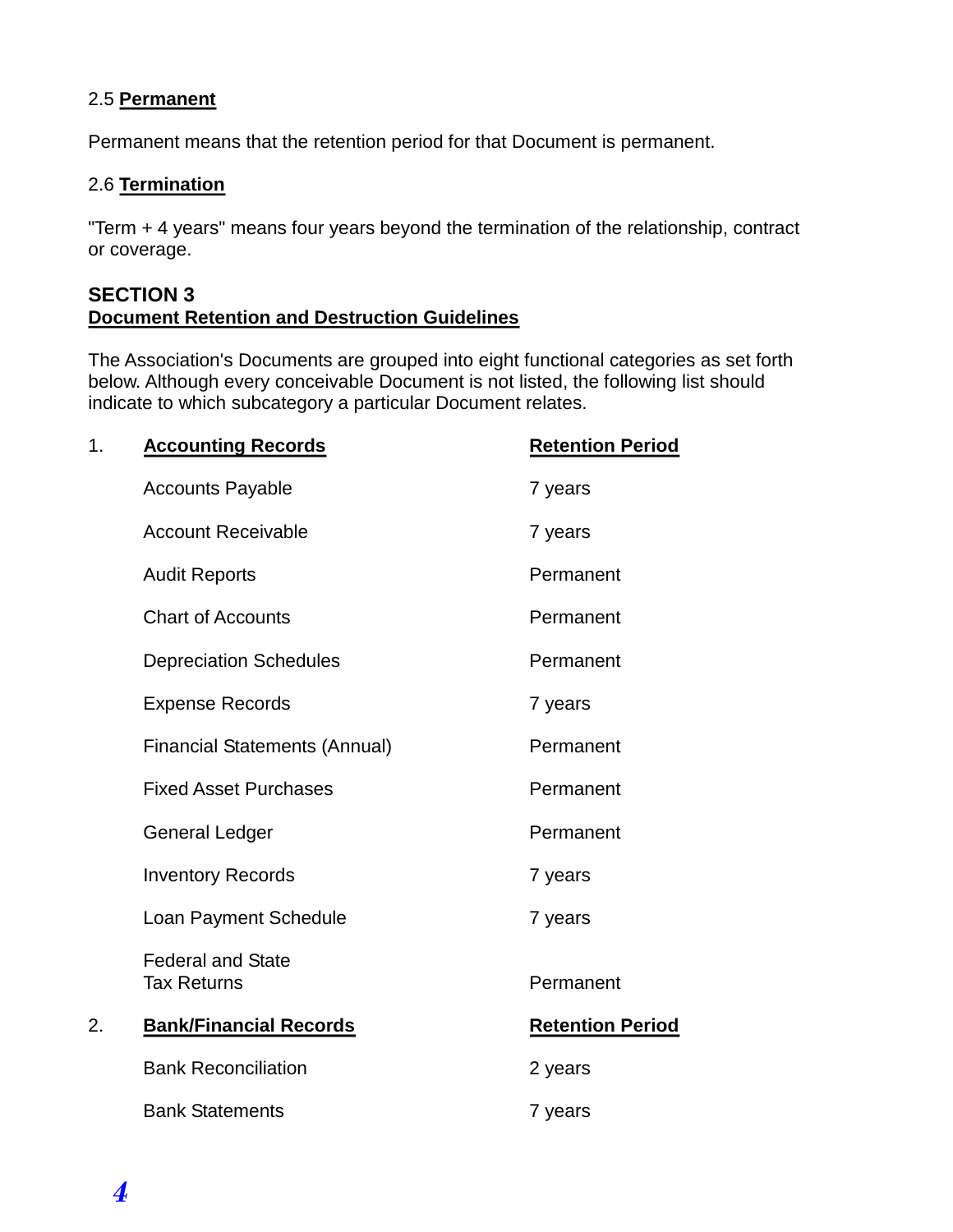2.5 **Permanent**

Permanent means that the retention period for that Document is permanent.

2.6 **Termination**

"Term + 4 years" means four years beyond the termination of the relationship, contract or coverage.

## SECTION 3
## Document Retention and Destruction Guidelines

The Association's Documents are grouped into eight functional categories as set forth below. Although every conceivable Document is not listed, the following list should indicate to which subcategory a particular Document relates.

| 1. | **Accounting Records** | **Retention Period** |
|---|---|---|
| | Accounts Payable | 7 years |
| | Account Receivable | 7 years |
| | Audit Reports | Permanent |
| | Chart of Accounts | Permanent |
| | Depreciation Schedules | Permanent |
| | Expense Records | 7 years |
| | Financial Statements (Annual) | Permanent |
| | Fixed Asset Purchases | Permanent |
| | General Ledger | Permanent |
| | Inventory Records | 7 years |
| | Loan Payment Schedule | 7 years |
| | Federal and State Tax Returns | Permanent |

| 2. | **Bank/Financial Records** | **Retention Period** |
|---|---|---|
| | Bank Reconciliation | 2 years |
| | Bank Statements | 7 years |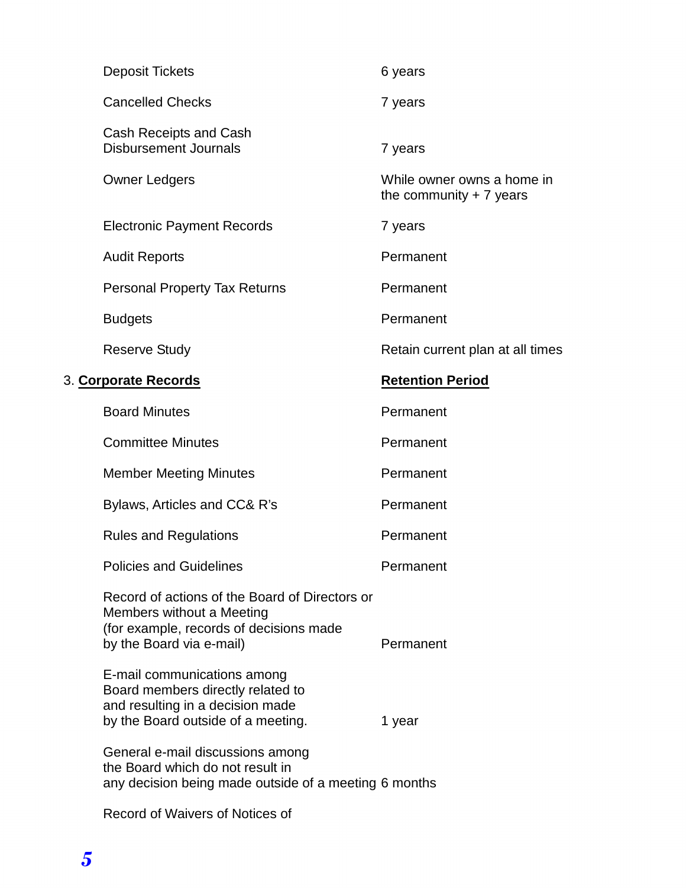| | |
|---|---|
| Deposit Tickets | 6 years |
| Cancelled Checks | 7 years |
| Cash Receipts and Cash Disbursement Journals | 7 years |
| Owner Ledgers | While owner owns a home in the community + 7 years |
| Electronic Payment Records | 7 years |
| Audit Reports | Permanent |
| Personal Property Tax Returns | Permanent |
| Budgets | Permanent |
| Reserve Study | Retain current plan at all times |

3. **Corporate Records**

| **Corporate Records** | **Retention Period** |
|---|---|
| Board Minutes | Permanent |
| Committee Minutes | Permanent |
| Member Meeting Minutes | Permanent |
| Bylaws, Articles and CC& R's | Permanent |
| Rules and Regulations | Permanent |
| Policies and Guidelines | Permanent |
| Record of actions of the Board of Directors or Members without a Meeting (for example, records of decisions made by the Board via e-mail) | Permanent |
| E-mail communications among Board members directly related to and resulting in a decision made by the Board outside of a meeting. | 1 year |
| General e-mail discussions among the Board which do not result in any decision being made outside of a meeting | 6 months |
| Record of Waivers of Notices of | |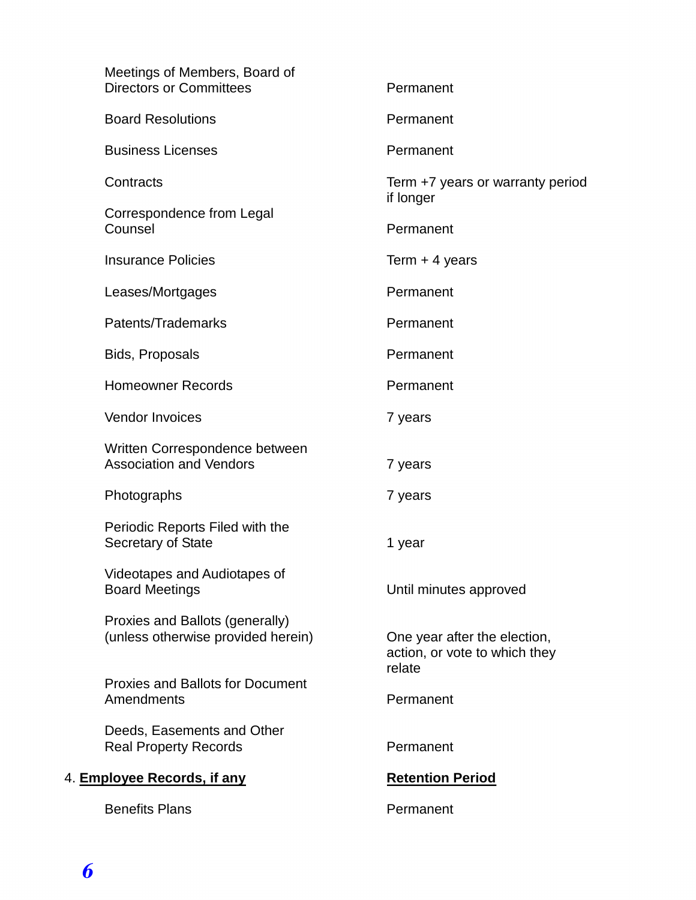| | |
|---|---|
| Meetings of Members, Board of Directors or Committees | Permanent |
| Board Resolutions | Permanent |
| Business Licenses | Permanent |
| Contracts | Term +7 years or warranty period if longer |
| Correspondence from Legal Counsel | Permanent |
| Insurance Policies | Term + 4 years |
| Leases/Mortgages | Permanent |
| Patents/Trademarks | Permanent |
| Bids, Proposals | Permanent |
| Homeowner Records | Permanent |
| Vendor Invoices | 7 years |
| Written Correspondence between Association and Vendors | 7 years |
| Photographs | 7 years |
| Periodic Reports Filed with the Secretary of State | 1 year |
| Videotapes and Audiotapes of Board Meetings | Until minutes approved |
| Proxies and Ballots (generally) (unless otherwise provided herein) | One year after the election, action, or vote to which they relate |
| Proxies and Ballots for Document Amendments | Permanent |
| Deeds, Easements and Other Real Property Records | Permanent |

4. **Employee Records, if any**

| **Employee Records, if any** | **Retention Period** |
|---|---|
| Benefits Plans | Permanent |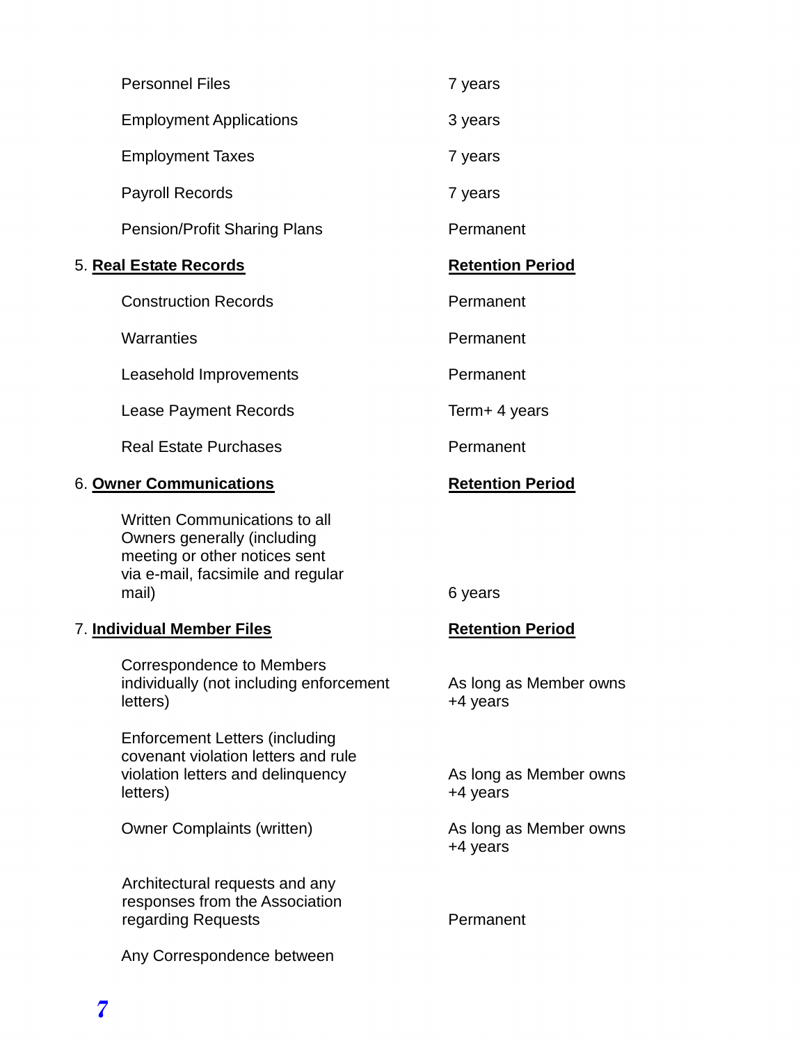| | |
|---|---|
| Personnel Files | 7 years |
| Employment Applications | 3 years |
| Employment Taxes | 7 years |
| Payroll Records | 7 years |
| Pension/Profit Sharing Plans | Permanent |

5. **Real Estate Records**

| Real Estate Records | Retention Period |
|---|---|
| Construction Records | Permanent |
| Warranties | Permanent |
| Leasehold Improvements | Permanent |
| Lease Payment Records | Term+ 4 years |
| Real Estate Purchases | Permanent |

6. **Owner Communications**

| Owner Communications | Retention Period |
|---|---|
| Written Communications to all Owners generally (including meeting or other notices sent via e-mail, facsimile and regular mail) | 6 years |

7. **Individual Member Files**

| Individual Member Files | Retention Period |
|---|---|
| Correspondence to Members individually (not including enforcement letters) | As long as Member owns +4 years |
| Enforcement Letters (including covenant violation letters and rule violation letters and delinquency letters) | As long as Member owns +4 years |
| Owner Complaints (written) | As long as Member owns +4 years |
| Architectural requests and any responses from the Association regarding Requests | Permanent |
| Any Correspondence between | |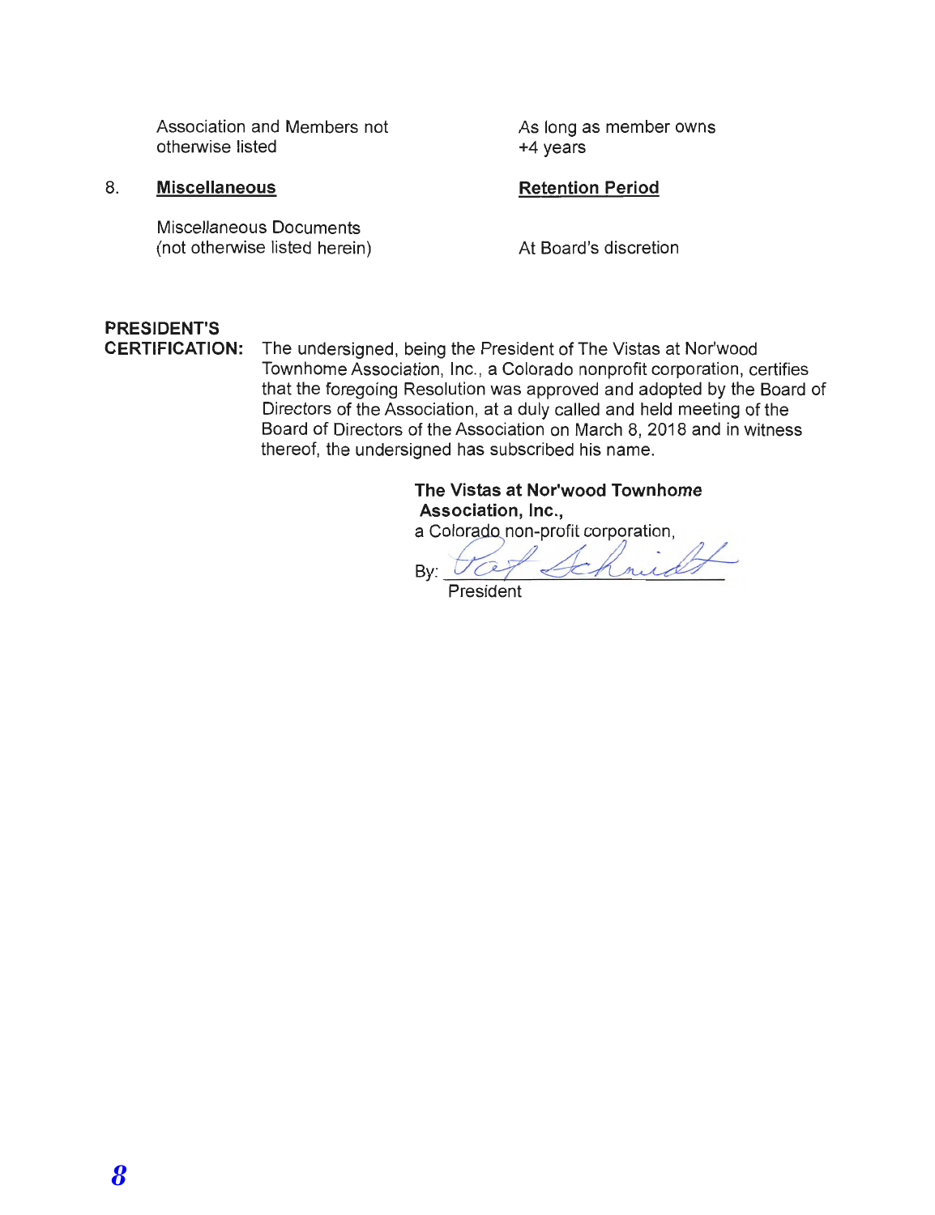| | |
|---|---|
| Association and Members not otherwise listed | As long as member owns +4 years |

8. **Miscellaneous** &nbsp;&nbsp;&nbsp;&nbsp; **Retention Period**

| | |
|---|---|
| Miscellaneous Documents (not otherwise listed herein) | At Board's discretion |

**PRESIDENT'S CERTIFICATION:** The undersigned, being the President of The Vistas at Nor'wood Townhome Association, Inc., a Colorado nonprofit corporation, certifies that the foregoing Resolution was approved and adopted by the Board of Directors of the Association, at a duly called and held meeting of the Board of Directors of the Association on March 8, 2018 and in witness thereof, the undersigned has subscribed his name.

**The Vistas at Nor'wood Townhome Association, Inc.,**
a Colorado non-profit corporation,

By: Pat Schmidt
President